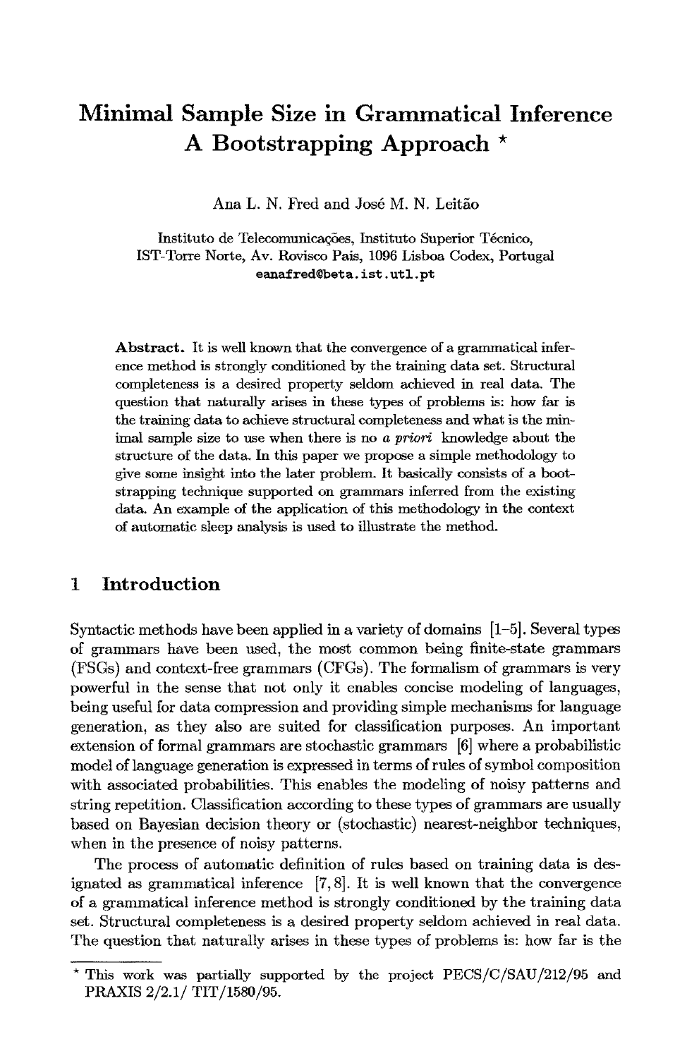# Minimal Sample Size in Grammatical Inference A Bootstrapping Approach *

Ana L. N. Fred and José M. N. Leitão

Instituto de Telecomunicações, Instituto Superior Técnico,
IST-Torre Norte, Av. Rovisco Pais, 1096 Lisboa Codex, Portugal
eanafred@beta.ist.utl.pt

**Abstract.** It is well known that the convergence of a grammatical inference method is strongly conditioned by the training data set. Structural completeness is a desired property seldom achieved in real data. The question that naturally arises in these types of problems is: how far is the training data to achieve structural completeness and what is the minimal sample size to use when there is no *a priori* knowledge about the structure of the data. In this paper we propose a simple methodology to give some insight into the later problem. It basically consists of a bootstrapping technique supported on grammars inferred from the existing data. An example of the application of this methodology in the context of automatic sleep analysis is used to illustrate the method.

## 1 Introduction

Syntactic methods have been applied in a variety of domains [1–5]. Several types of grammars have been used, the most common being finite-state grammars (FSGs) and context-free grammars (CFGs). The formalism of grammars is very powerful in the sense that not only it enables concise modeling of languages, being useful for data compression and providing simple mechanisms for language generation, as they also are suited for classification purposes. An important extension of formal grammars are stochastic grammars [6] where a probabilistic model of language generation is expressed in terms of rules of symbol composition with associated probabilities. This enables the modeling of noisy patterns and string repetition. Classification according to these types of grammars are usually based on Bayesian decision theory or (stochastic) nearest-neighbor techniques, when in the presence of noisy patterns.

The process of automatic definition of rules based on training data is designated as grammatical inference [7, 8]. It is well known that the convergence of a grammatical inference method is strongly conditioned by the training data set. Structural completeness is a desired property seldom achieved in real data. The question that naturally arises in these types of problems is: how far is the

* This work was partially supported by the project PECS/C/SAU/212/95 and PRAXIS 2/2.1/ TIT/1580/95.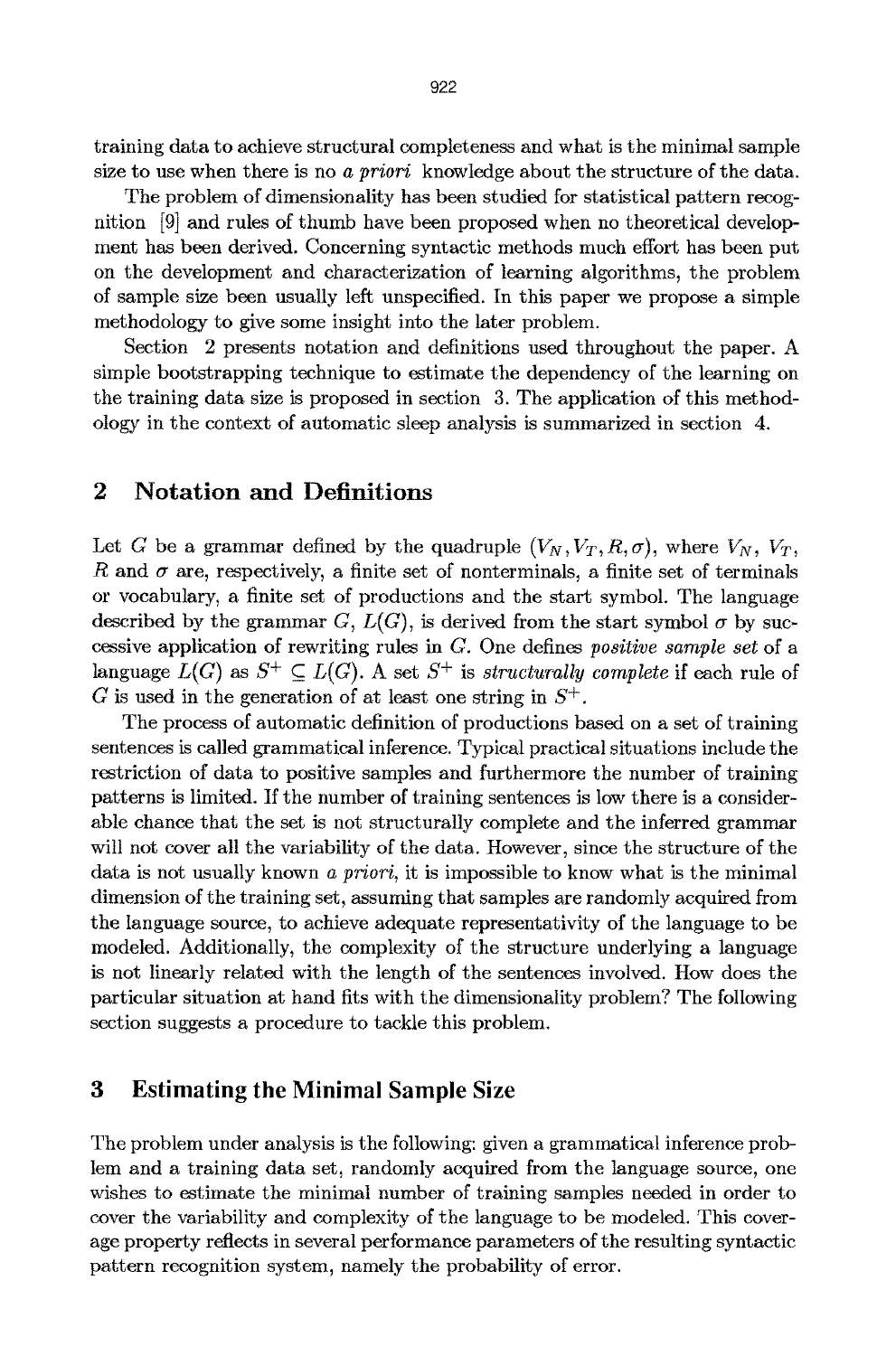training data to achieve structural completeness and what is the minimal sample size to use when there is no *a priori* knowledge about the structure of the data.

The problem of dimensionality has been studied for statistical pattern recognition [9] and rules of thumb have been proposed when no theoretical development has been derived. Concerning syntactic methods much effort has been put on the development and characterization of learning algorithms, the problem of sample size been usually left unspecified. In this paper we propose a simple methodology to give some insight into the later problem.

Section 2 presents notation and definitions used throughout the paper. A simple bootstrapping technique to estimate the dependency of the learning on the training data size is proposed in section 3. The application of this methodology in the context of automatic sleep analysis is summarized in section 4.

## 2 Notation and Definitions

Let $G$ be a grammar defined by the quadruple $(V_N, V_T, R, \sigma)$, where $V_N$, $V_T$, $R$ and $\sigma$ are, respectively, a finite set of nonterminals, a finite set of terminals or vocabulary, a finite set of productions and the start symbol. The language described by the grammar $G$, $L(G)$, is derived from the start symbol $\sigma$ by successive application of rewriting rules in $G$. One defines *positive sample set* of a language $L(G)$ as $S^+ \subseteq L(G)$. A set $S^+$ is *structurally complete* if each rule of $G$ is used in the generation of at least one string in $S^+$.

The process of automatic definition of productions based on a set of training sentences is called grammatical inference. Typical practical situations include the restriction of data to positive samples and furthermore the number of training patterns is limited. If the number of training sentences is low there is a considerable chance that the set is not structurally complete and the inferred grammar will not cover all the variability of the data. However, since the structure of the data is not usually known *a priori*, it is impossible to know what is the minimal dimension of the training set, assuming that samples are randomly acquired from the language source, to achieve adequate representativity of the language to be modeled. Additionally, the complexity of the structure underlying a language is not linearly related with the length of the sentences involved. How does the particular situation at hand fits with the dimensionality problem? The following section suggests a procedure to tackle this problem.

## 3 Estimating the Minimal Sample Size

The problem under analysis is the following: given a grammatical inference problem and a training data set, randomly acquired from the language source, one wishes to estimate the minimal number of training samples needed in order to cover the variability and complexity of the language to be modeled. This coverage property reflects in several performance parameters of the resulting syntactic pattern recognition system, namely the probability of error.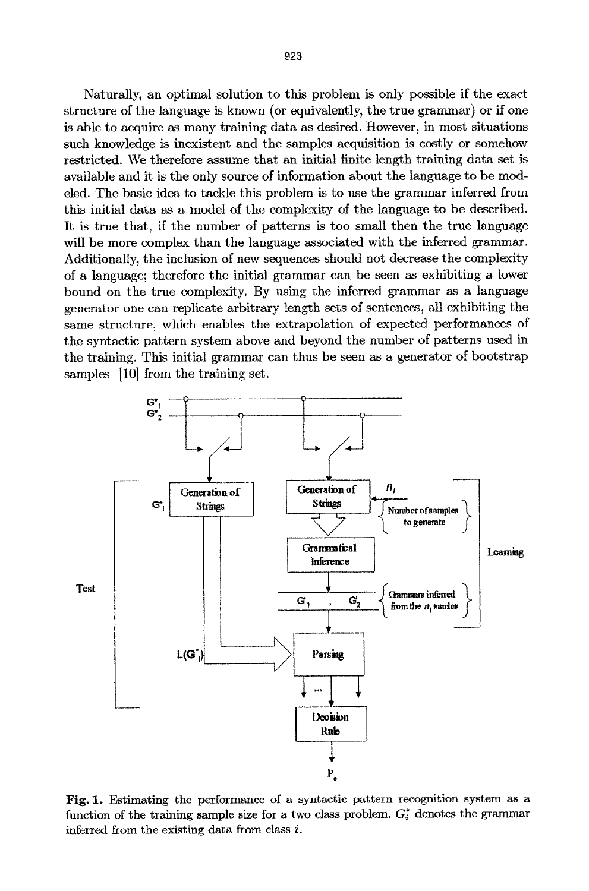Naturally, an optimal solution to this problem is only possible if the exact structure of the language is known (or equivalently, the true grammar) or if one is able to acquire as many training data as desired. However, in most situations such knowledge is inexistent and the samples acquisition is costly or somehow restricted. We therefore assume that an initial finite length training data set is available and it is the only source of information about the language to be modeled. The basic idea to tackle this problem is to use the grammar inferred from this initial data as a model of the complexity of the language to be described. It is true that, if the number of patterns is too small then the true language will be more complex than the language associated with the inferred grammar. Additionally, the inclusion of new sequences should not decrease the complexity of a language; therefore the initial grammar can be seen as exhibiting a lower bound on the true complexity. By using the inferred grammar as a language generator one can replicate arbitrary length sets of sentences, all exhibiting the same structure, which enables the extrapolation of expected performances of the syntactic pattern system above and beyond the number of patterns used in the training. This initial grammar can thus be seen as a generator of bootstrap samples [10] from the training set.

**Fig. 1.** Estimating the performance of a syntactic pattern recognition system as a function of the training sample size for a two class problem. $G_i^*$ denotes the grammar inferred from the existing data from class $i$.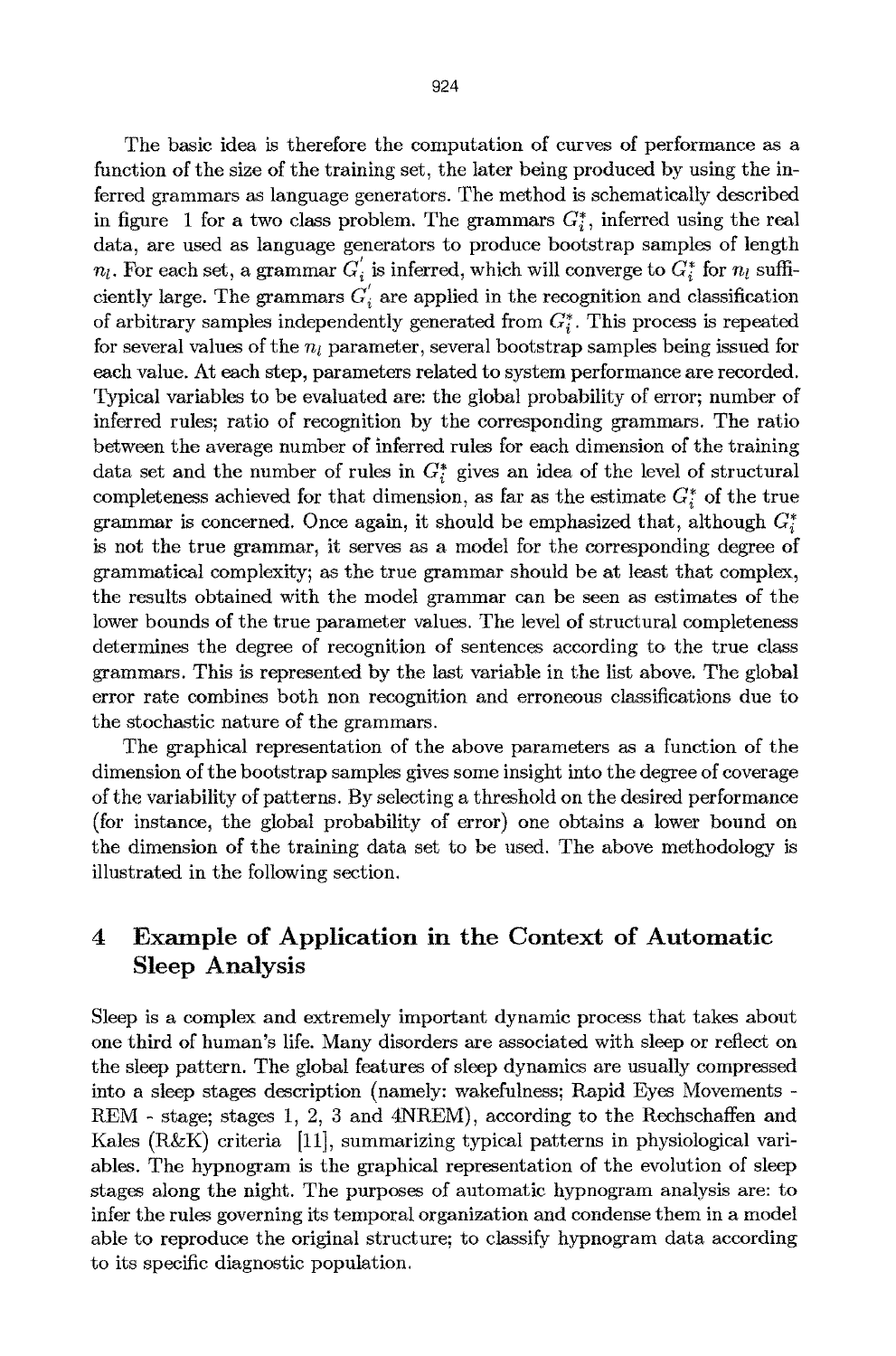The basic idea is therefore the computation of curves of performance as a function of the size of the training set, the later being produced by using the inferred grammars as language generators. The method is schematically described in figure 1 for a two class problem. The grammars $G_i^*$, inferred using the real data, are used as language generators to produce bootstrap samples of length $n_l$. For each set, a grammar $G_i^{'}$ is inferred, which will converge to $G_i^*$ for $n_l$ sufficiently large. The grammars $G_i^{'}$ are applied in the recognition and classification of arbitrary samples independently generated from $G_i^*$. This process is repeated for several values of the $n_l$ parameter, several bootstrap samples being issued for each value. At each step, parameters related to system performance are recorded. Typical variables to be evaluated are: the global probability of error; number of inferred rules; ratio of recognition by the corresponding grammars. The ratio between the average number of inferred rules for each dimension of the training data set and the number of rules in $G_i^*$ gives an idea of the level of structural completeness achieved for that dimension, as far as the estimate $G_i^*$ of the true grammar is concerned. Once again, it should be emphasized that, although $G_i^*$ is not the true grammar, it serves as a model for the corresponding degree of grammatical complexity; as the true grammar should be at least that complex, the results obtained with the model grammar can be seen as estimates of the lower bounds of the true parameter values. The level of structural completeness determines the degree of recognition of sentences according to the true class grammars. This is represented by the last variable in the list above. The global error rate combines both non recognition and erroneous classifications due to the stochastic nature of the grammars.

The graphical representation of the above parameters as a function of the dimension of the bootstrap samples gives some insight into the degree of coverage of the variability of patterns. By selecting a threshold on the desired performance (for instance, the global probability of error) one obtains a lower bound on the dimension of the training data set to be used. The above methodology is illustrated in the following section.

## 4 Example of Application in the Context of Automatic Sleep Analysis

Sleep is a complex and extremely important dynamic process that takes about one third of human's life. Many disorders are associated with sleep or reflect on the sleep pattern. The global features of sleep dynamics are usually compressed into a sleep stages description (namely: wakefulness; Rapid Eyes Movements - REM - stage; stages 1, 2, 3 and 4NREM), according to the Rechschaffen and Kales (R&K) criteria [11], summarizing typical patterns in physiological variables. The hypnogram is the graphical representation of the evolution of sleep stages along the night. The purposes of automatic hypnogram analysis are: to infer the rules governing its temporal organization and condense them in a model able to reproduce the original structure; to classify hypnogram data according to its specific diagnostic population.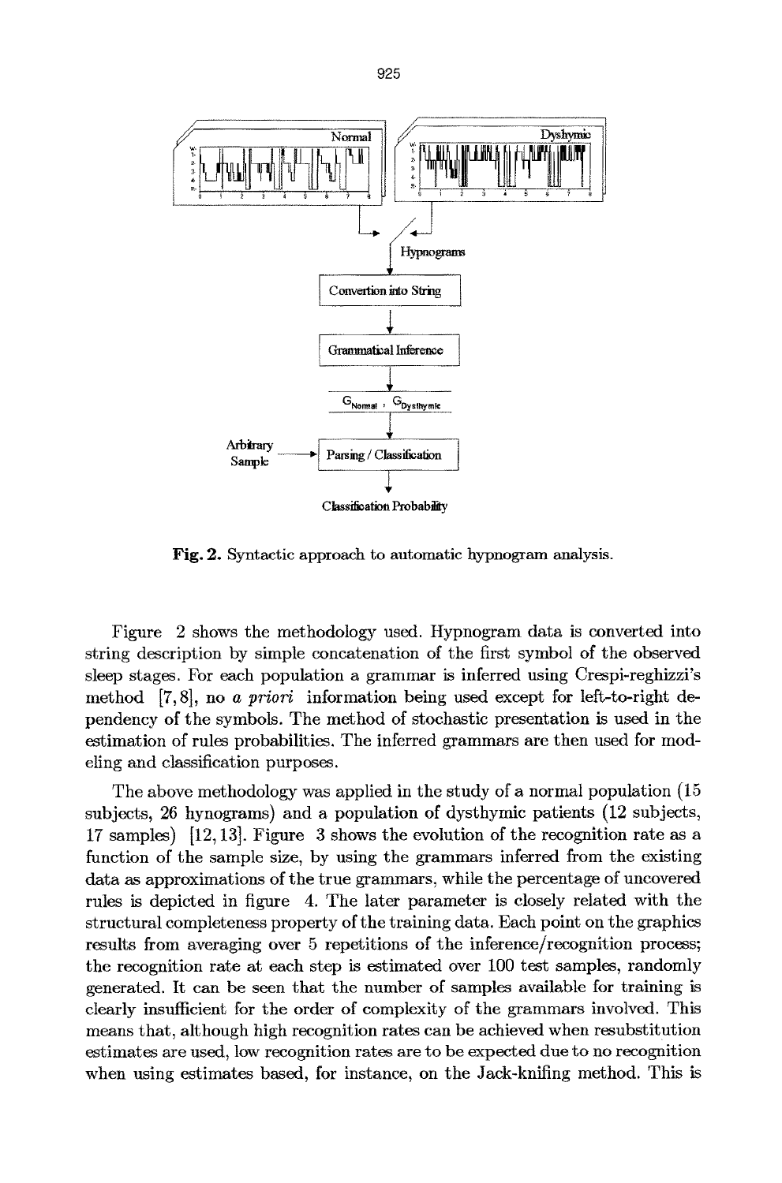Fig. 2. Syntactic approach to automatic hypnogram analysis.

Figure 2 shows the methodology used. Hypnogram data is converted into string description by simple concatenation of the first symbol of the observed sleep stages. For each population a grammar is inferred using Crespi-reghizzi's method [7,8], no *a priori* information being used except for left-to-right dependency of the symbols. The method of stochastic presentation is used in the estimation of rules probabilities. The inferred grammars are then used for modeling and classification purposes.

The above methodology was applied in the study of a normal population (15 subjects, 26 hynograms) and a population of dysthymic patients (12 subjects, 17 samples) [12,13]. Figure 3 shows the evolution of the recognition rate as a function of the sample size, by using the grammars inferred from the existing data as approximations of the true grammars, while the percentage of uncovered rules is depicted in figure 4. The later parameter is closely related with the structural completeness property of the training data. Each point on the graphics results from averaging over 5 repetitions of the inference/recognition process; the recognition rate at each step is estimated over 100 test samples, randomly generated. It can be seen that the number of samples available for training is clearly insufficient for the order of complexity of the grammars involved. This means that, although high recognition rates can be achieved when resubstitution estimates are used, low recognition rates are to be expected due to no recognition when using estimates based, for instance, on the Jack-knifing method. This is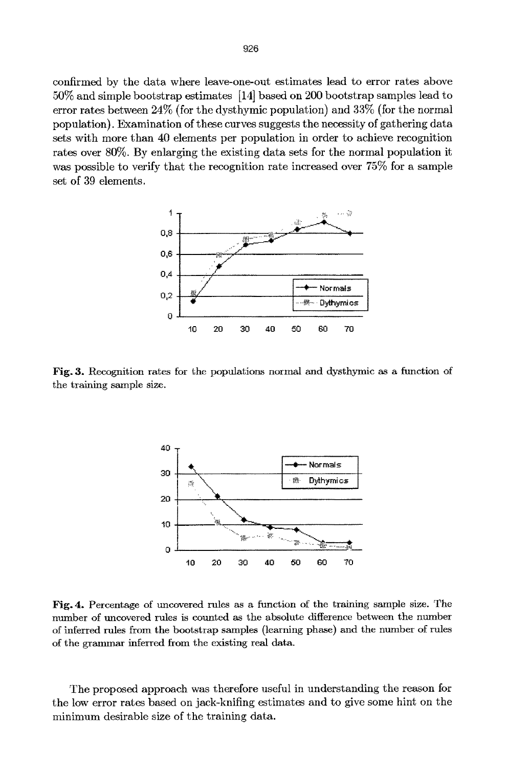confirmed by the data where leave-one-out estimates lead to error rates above 50% and simple bootstrap estimates [14] based on 200 bootstrap samples lead to error rates between 24% (for the dysthymic population) and 33% (for the normal population). Examination of these curves suggests the necessity of gathering data sets with more than 40 elements per population in order to achieve recognition rates over 80%. By enlarging the existing data sets for the normal population it was possible to verify that the recognition rate increased over 75% for a sample set of 39 elements.

**Fig. 3.** Recognition rates for the populations normal and dysthymic as a function of the training sample size.

**Fig. 4.** Percentage of uncovered rules as a function of the training sample size. The number of uncovered rules is counted as the absolute difference between the number of inferred rules from the bootstrap samples (learning phase) and the number of rules of the grammar inferred from the existing real data.

The proposed approach was therefore useful in understanding the reason for the low error rates based on jack-knifing estimates and to give some hint on the minimum desirable size of the training data.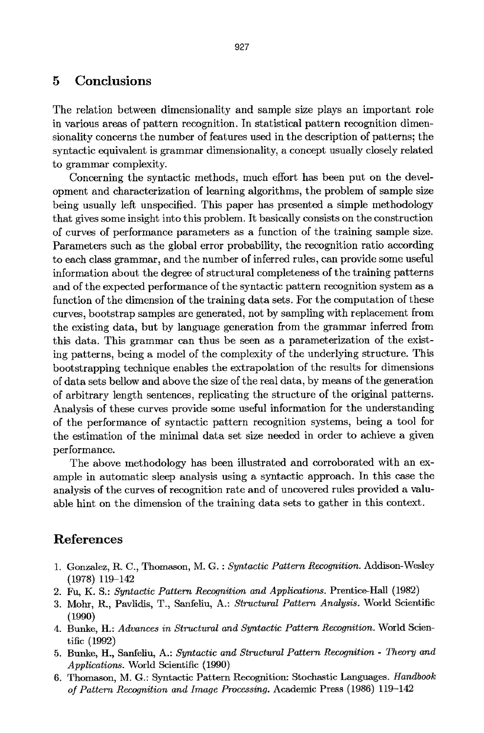## 5 Conclusions

The relation between dimensionality and sample size plays an important role in various areas of pattern recognition. In statistical pattern recognition dimensionality concerns the number of features used in the description of patterns; the syntactic equivalent is grammar dimensionality, a concept usually closely related to grammar complexity.

Concerning the syntactic methods, much effort has been put on the development and characterization of learning algorithms, the problem of sample size being usually left unspecified. This paper has presented a simple methodology that gives some insight into this problem. It basically consists on the construction of curves of performance parameters as a function of the training sample size. Parameters such as the global error probability, the recognition ratio according to each class grammar, and the number of inferred rules, can provide some useful information about the degree of structural completeness of the training patterns and of the expected performance of the syntactic pattern recognition system as a function of the dimension of the training data sets. For the computation of these curves, bootstrap samples are generated, not by sampling with replacement from the existing data, but by language generation from the grammar inferred from this data. This grammar can thus be seen as a parameterization of the existing patterns, being a model of the complexity of the underlying structure. This bootstrapping technique enables the extrapolation of the results for dimensions of data sets bellow and above the size of the real data, by means of the generation of arbitrary length sentences, replicating the structure of the original patterns. Analysis of these curves provide some useful information for the understanding of the performance of syntactic pattern recognition systems, being a tool for the estimation of the minimal data set size needed in order to achieve a given performance.

The above methodology has been illustrated and corroborated with an example in automatic sleep analysis using a syntactic approach. In this case the analysis of the curves of recognition rate and of uncovered rules provided a valuable hint on the dimension of the training data sets to gather in this context.

## References

1. Gonzalez, R. C., Thomason, M. G. : *Syntactic Pattern Recognition.* Addison-Wesley (1978) 119–142
2. Fu, K. S.: *Syntactic Pattern Recognition and Applications.* Prentice-Hall (1982)
3. Mohr, R., Pavlidis, T., Sanfeliu, A.: *Structural Pattern Analysis.* World Scientific (1990)
4. Bunke, H.: *Advances in Structural and Syntactic Pattern Recognition.* World Scientific (1992)
5. Bunke, H., Sanfeliu, A.: *Syntactic and Structural Pattern Recognition - Theory and Applications.* World Scientific (1990)
6. Thomason, M. G.: Syntactic Pattern Recognition: Stochastic Languages. *Handbook of Pattern Recognition and Image Processing.* Academic Press (1986) 119–142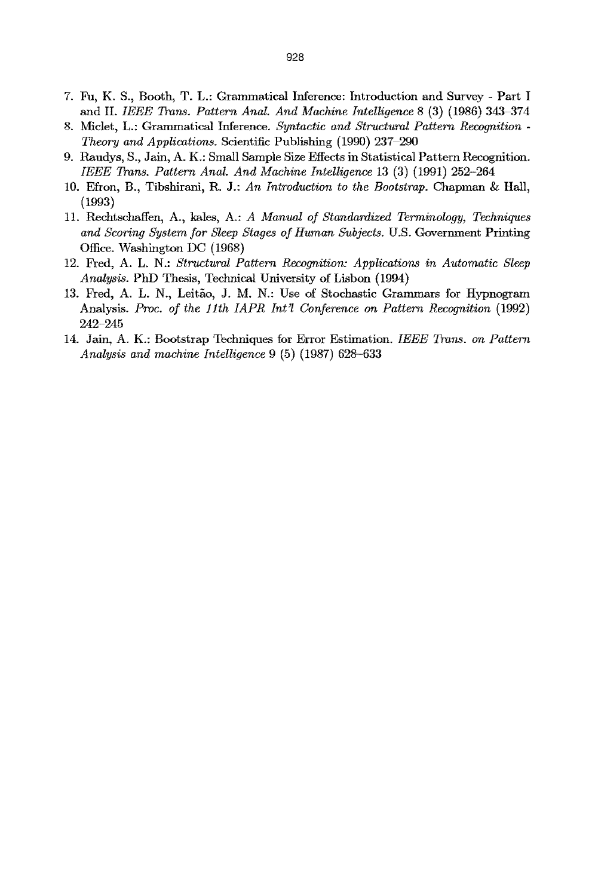7. Fu, K. S., Booth, T. L.: Grammatical Inference: Introduction and Survey - Part I and II. *IEEE Trans. Pattern Anal. And Machine Intelligence* 8 (3) (1986) 343–374
8. Miclet, L.: Grammatical Inference. *Syntactic and Structural Pattern Recognition - Theory and Applications.* Scientific Publishing (1990) 237–290
9. Raudys, S., Jain, A. K.: Small Sample Size Effects in Statistical Pattern Recognition. *IEEE Trans. Pattern Anal. And Machine Intelligence* 13 (3) (1991) 252–264
10. Efron, B., Tibshirani, R. J.: *An Introduction to the Bootstrap.* Chapman & Hall, (1993)
11. Rechtschaffen, A., kales, A.: *A Manual of Standardized Terminology, Techniques and Scoring System for Sleep Stages of Human Subjects.* U.S. Government Printing Office. Washington DC (1968)
12. Fred, A. L. N.: *Structural Pattern Recognition: Applications in Automatic Sleep Analysis.* PhD Thesis, Technical University of Lisbon (1994)
13. Fred, A. L. N., Leitão, J. M. N.: Use of Stochastic Grammars for Hypnogram Analysis. *Proc. of the 11th IAPR Int'l Conference on Pattern Recognition* (1992) 242–245
14. Jain, A. K.: Bootstrap Techniques for Error Estimation. *IEEE Trans. on Pattern Analysis and machine Intelligence* 9 (5) (1987) 628–633